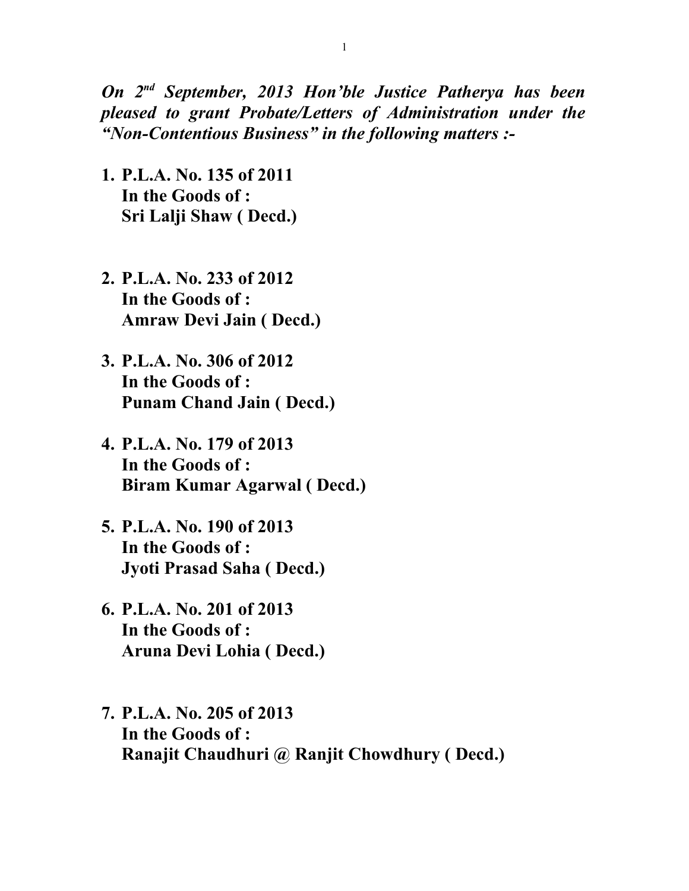***On 2nd September, 2013 Hon'ble Justice Patherya has been pleased to grant Probate/Letters of Administration under the "Non-Contentious Business" in the following matters :-***

1. **P.L.A. No. 135 of 2011**
   **In the Goods of :**
   **Sri Lalji Shaw ( Decd.)**

2. **P.L.A. No. 233 of 2012**
   **In the Goods of :**
   **Amraw Devi Jain ( Decd.)**

3. **P.L.A. No. 306 of 2012**
   **In the Goods of :**
   **Punam Chand Jain ( Decd.)**

4. **P.L.A. No. 179 of 2013**
   **In the Goods of :**
   **Biram Kumar Agarwal ( Decd.)**

5. **P.L.A. No. 190 of 2013**
   **In the Goods of :**
   **Jyoti Prasad Saha ( Decd.)**

6. **P.L.A. No. 201 of 2013**
   **In the Goods of :**
   **Aruna Devi Lohia ( Decd.)**

7. **P.L.A. No. 205 of 2013**
   **In the Goods of :**
   **Ranajit Chaudhuri @ Ranjit Chowdhury ( Decd.)**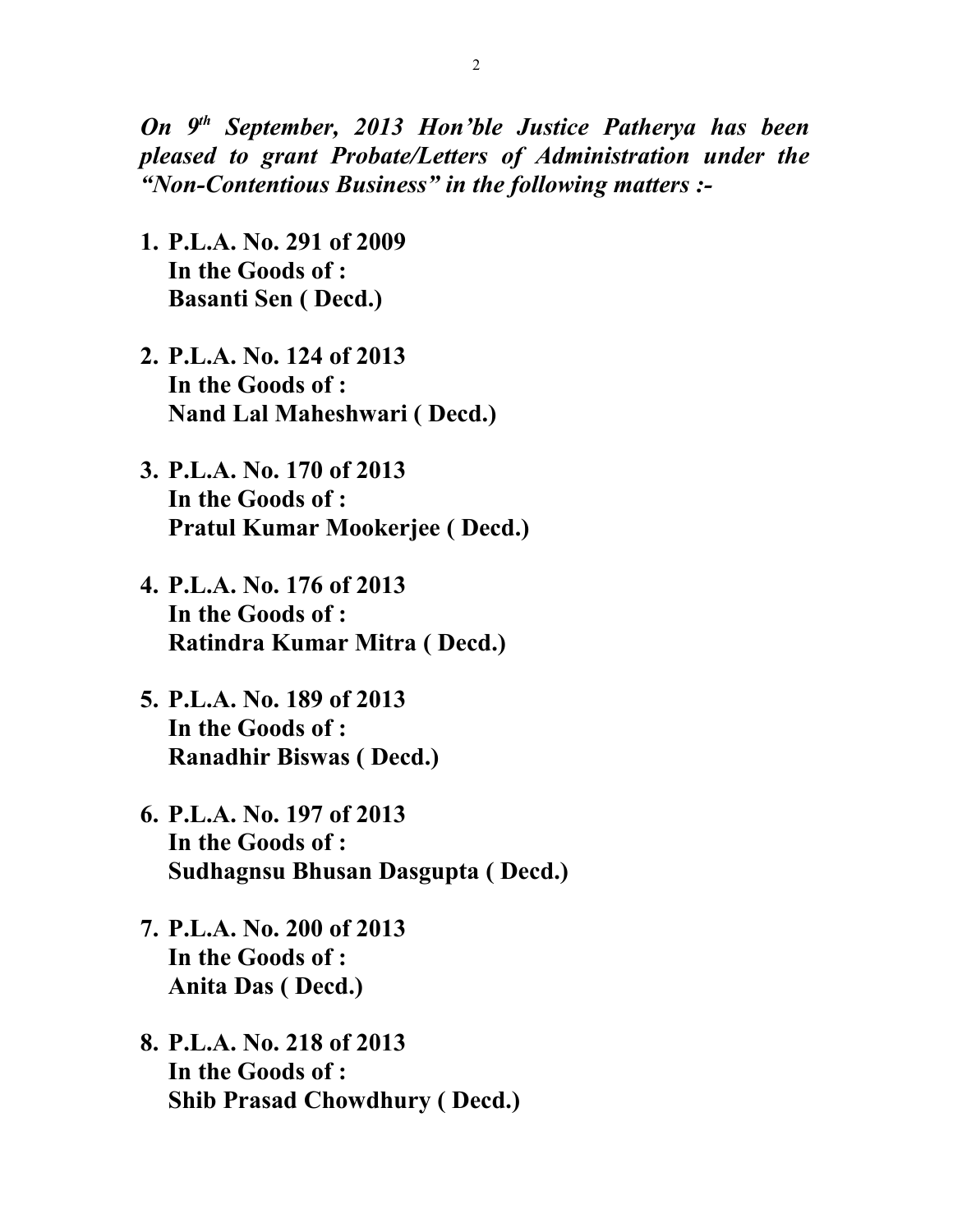***On 9th September, 2013 Hon'ble Justice Patherya has been pleased to grant Probate/Letters of Administration under the "Non-Contentious Business" in the following matters :-***

1. **P.L.A. No. 291 of 2009**
   **In the Goods of :**
   **Basanti Sen ( Decd.)**

2. **P.L.A. No. 124 of 2013**
   **In the Goods of :**
   **Nand Lal Maheshwari ( Decd.)**

3. **P.L.A. No. 170 of 2013**
   **In the Goods of :**
   **Pratul Kumar Mookerjee ( Decd.)**

4. **P.L.A. No. 176 of 2013**
   **In the Goods of :**
   **Ratindra Kumar Mitra ( Decd.)**

5. **P.L.A. No. 189 of 2013**
   **In the Goods of :**
   **Ranadhir Biswas ( Decd.)**

6. **P.L.A. No. 197 of 2013**
   **In the Goods of :**
   **Sudhagnsu Bhusan Dasgupta ( Decd.)**

7. **P.L.A. No. 200 of 2013**
   **In the Goods of :**
   **Anita Das ( Decd.)**

8. **P.L.A. No. 218 of 2013**
   **In the Goods of :**
   **Shib Prasad Chowdhury ( Decd.)**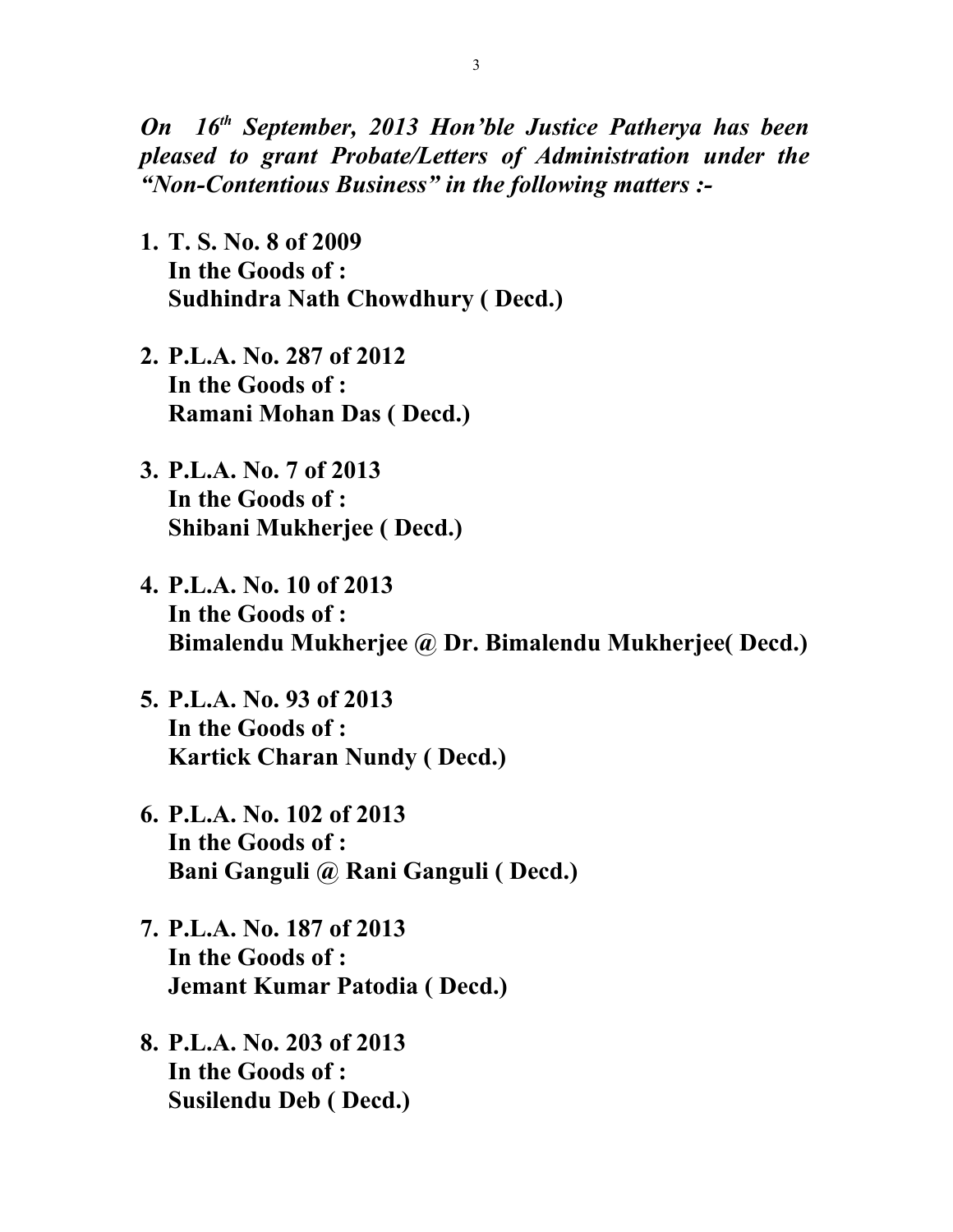***On 16th September, 2013 Hon'ble Justice Patherya has been pleased to grant Probate/Letters of Administration under the "Non-Contentious Business" in the following matters :-***

1. **T. S. No. 8 of 2009**
   **In the Goods of :**
   **Sudhindra Nath Chowdhury ( Decd.)**

2. **P.L.A. No. 287 of 2012**
   **In the Goods of :**
   **Ramani Mohan Das ( Decd.)**

3. **P.L.A. No. 7 of 2013**
   **In the Goods of :**
   **Shibani Mukherjee ( Decd.)**

4. **P.L.A. No. 10 of 2013**
   **In the Goods of :**
   **Bimalendu Mukherjee @ Dr. Bimalendu Mukherjee( Decd.)**

5. **P.L.A. No. 93 of 2013**
   **In the Goods of :**
   **Kartick Charan Nundy ( Decd.)**

6. **P.L.A. No. 102 of 2013**
   **In the Goods of :**
   **Bani Ganguli @ Rani Ganguli ( Decd.)**

7. **P.L.A. No. 187 of 2013**
   **In the Goods of :**
   **Jemant Kumar Patodia ( Decd.)**

8. **P.L.A. No. 203 of 2013**
   **In the Goods of :**
   **Susilendu Deb ( Decd.)**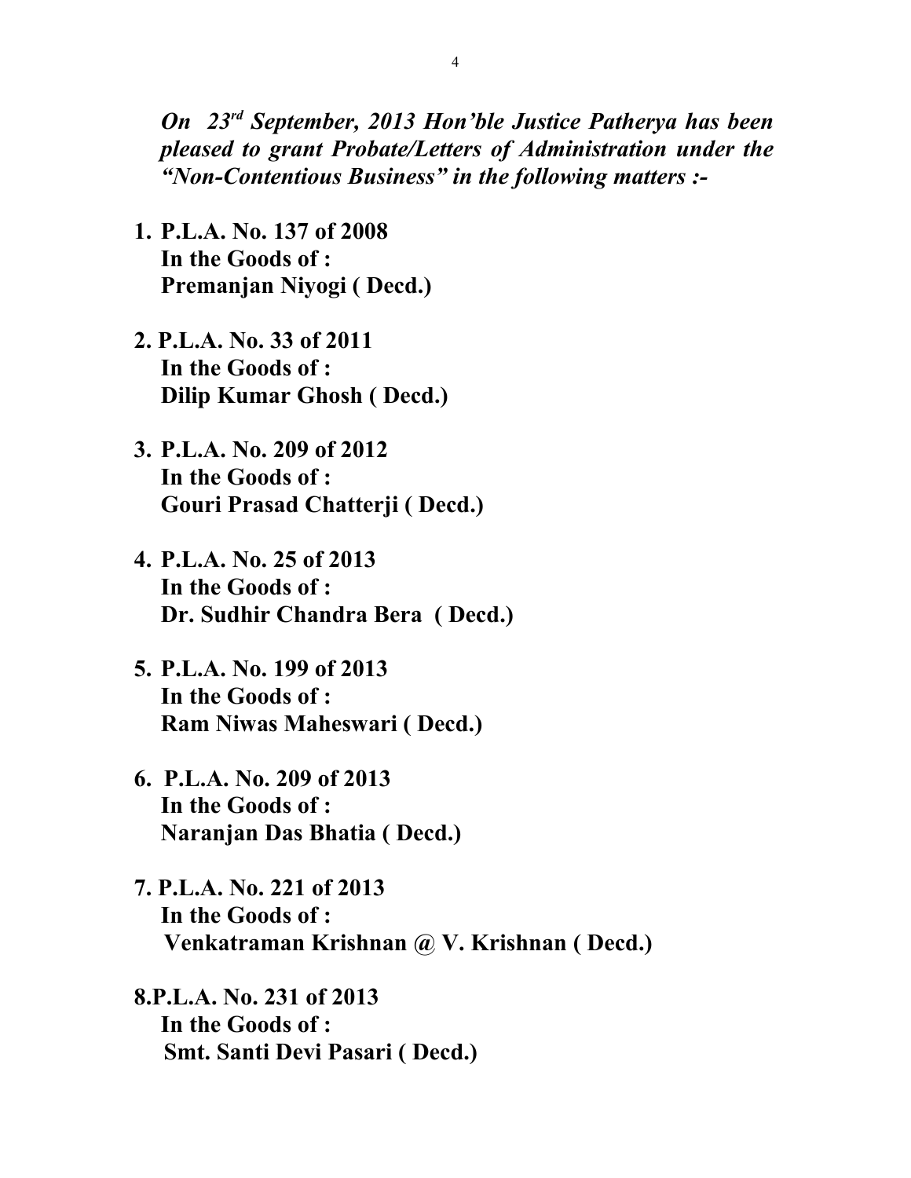***On 23rd September, 2013 Hon'ble Justice Patherya has been pleased to grant Probate/Letters of Administration under the "Non-Contentious Business" in the following matters :-***

1. **P.L.A. No. 137 of 2008**
   **In the Goods of :**
   **Premanjan Niyogi ( Decd.)**

2. **P.L.A. No. 33 of 2011**
   **In the Goods of :**
   **Dilip Kumar Ghosh ( Decd.)**

3. **P.L.A. No. 209 of 2012**
   **In the Goods of :**
   **Gouri Prasad Chatterji ( Decd.)**

4. **P.L.A. No. 25 of 2013**
   **In the Goods of :**
   **Dr. Sudhir Chandra Bera ( Decd.)**

5. **P.L.A. No. 199 of 2013**
   **In the Goods of :**
   **Ram Niwas Maheswari ( Decd.)**

6. **P.L.A. No. 209 of 2013**
   **In the Goods of :**
   **Naranjan Das Bhatia ( Decd.)**

7. **P.L.A. No. 221 of 2013**
   **In the Goods of :**
   **Venkatraman Krishnan @ V. Krishnan ( Decd.)**

8. **P.L.A. No. 231 of 2013**
   **In the Goods of :**
   **Smt. Santi Devi Pasari ( Decd.)**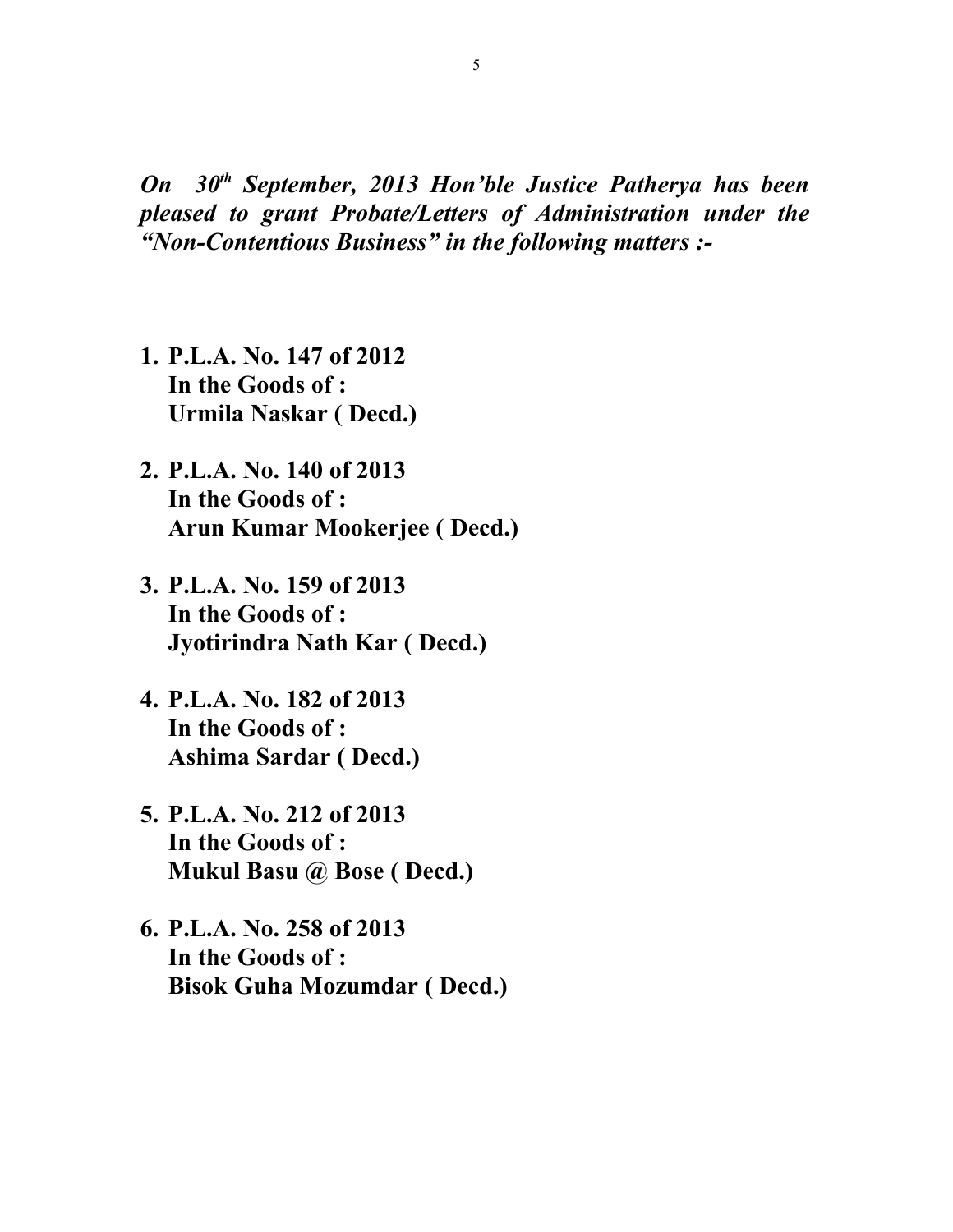***On 30th September, 2013 Hon'ble Justice Patherya has been pleased to grant Probate/Letters of Administration under the "Non-Contentious Business" in the following matters :-***

1. **P.L.A. No. 147 of 2012**
   **In the Goods of :**
   **Urmila Naskar ( Decd.)**

2. **P.L.A. No. 140 of 2013**
   **In the Goods of :**
   **Arun Kumar Mookerjee ( Decd.)**

3. **P.L.A. No. 159 of 2013**
   **In the Goods of :**
   **Jyotirindra Nath Kar ( Decd.)**

4. **P.L.A. No. 182 of 2013**
   **In the Goods of :**
   **Ashima Sardar ( Decd.)**

5. **P.L.A. No. 212 of 2013**
   **In the Goods of :**
   **Mukul Basu @ Bose ( Decd.)**

6. **P.L.A. No. 258 of 2013**
   **In the Goods of :**
   **Bisok Guha Mozumdar ( Decd.)**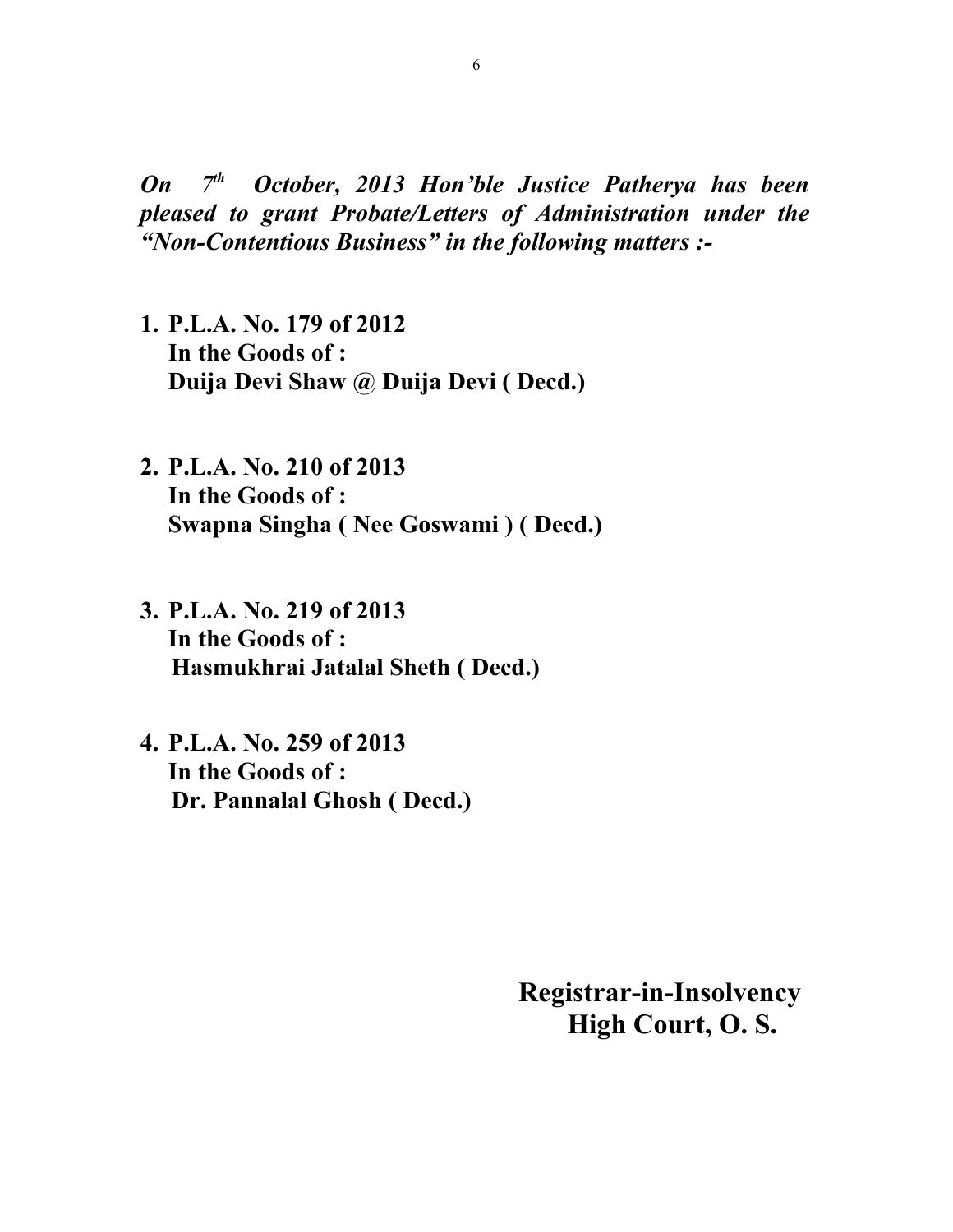***On 7th October, 2013 Hon'ble Justice Patherya has been pleased to grant Probate/Letters of Administration under the "Non-Contentious Business" in the following matters :-***

1. **P.L.A. No. 179 of 2012**
   **In the Goods of :**
   **Duija Devi Shaw @ Duija Devi ( Decd.)**

2. **P.L.A. No. 210 of 2013**
   **In the Goods of :**
   **Swapna Singha ( Nee Goswami ) ( Decd.)**

3. **P.L.A. No. 219 of 2013**
   **In the Goods of :**
   **Hasmukhrai Jatalal Sheth ( Decd.)**

4. **P.L.A. No. 259 of 2013**
   **In the Goods of :**
   **Dr. Pannalal Ghosh ( Decd.)**

**Registrar-in-Insolvency**
**High Court, O. S.**